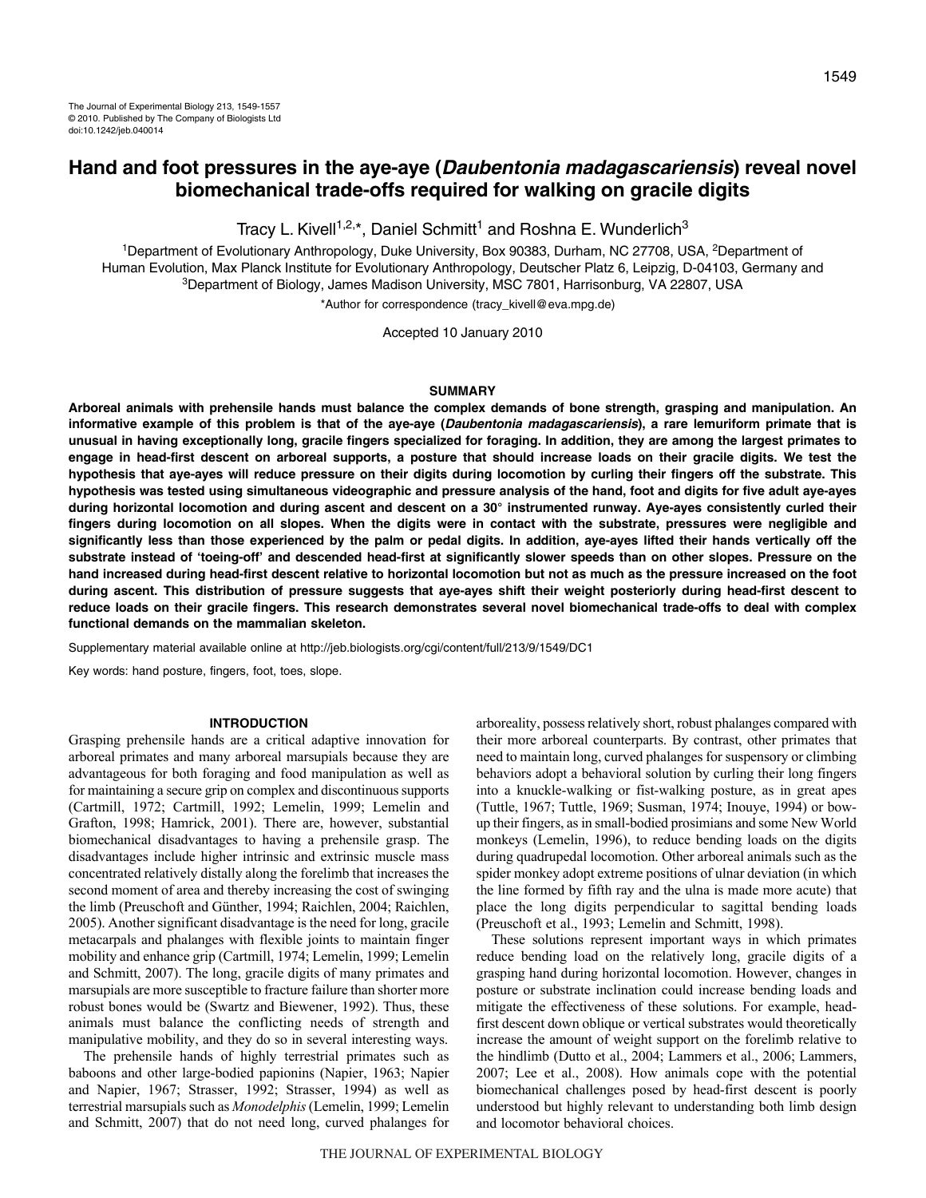# Hand and foot pressures in the aye-aye (*Daubentonia madagascariensis*) reveal novel biomechanical trade-offs required for walking on gracile digits

Tracy L. Kivell[1,2,*], Daniel Schmitt[1] and Roshna E. Wunderlich[3]

[1]Department of Evolutionary Anthropology, Duke University, Box 90383, Durham, NC 27708, USA, [2]Department of Human Evolution, Max Planck Institute for Evolutionary Anthropology, Deutscher Platz 6, Leipzig, D-04103, Germany and [3]Department of Biology, James Madison University, MSC 7801, Harrisonburg, VA 22807, USA

*Author for correspondence (tracy_kivell@eva.mpg.de)

Accepted 10 January 2010

## SUMMARY

**Arboreal animals with prehensile hands must balance the complex demands of bone strength, grasping and manipulation. An informative example of this problem is that of the aye-aye (*Daubentonia madagascariensis*), a rare lemuriform primate that is unusual in having exceptionally long, gracile fingers specialized for foraging. In addition, they are among the largest primates to engage in head-first descent on arboreal supports, a posture that should increase loads on their gracile digits. We test the hypothesis that aye-ayes will reduce pressure on their digits during locomotion by curling their fingers off the substrate. This hypothesis was tested using simultaneous videographic and pressure analysis of the hand, foot and digits for five adult aye-ayes during horizontal locomotion and during ascent and descent on a 30° instrumented runway. Aye-ayes consistently curled their fingers during locomotion on all slopes. When the digits were in contact with the substrate, pressures were negligible and significantly less than those experienced by the palm or pedal digits. In addition, aye-ayes lifted their hands vertically off the substrate instead of 'toeing-off' and descended head-first at significantly slower speeds than on other slopes. Pressure on the hand increased during head-first descent relative to horizontal locomotion but not as much as the pressure increased on the foot during ascent. This distribution of pressure suggests that aye-ayes shift their weight posteriorly during head-first descent to reduce loads on their gracile fingers. This research demonstrates several novel biomechanical trade-offs to deal with complex functional demands on the mammalian skeleton.**

Supplementary material available online at http://jeb.biologists.org/cgi/content/full/213/9/1549/DC1

Key words: hand posture, fingers, foot, toes, slope.

## INTRODUCTION

Grasping prehensile hands are a critical adaptive innovation for arboreal primates and many arboreal marsupials because they are advantageous for both foraging and food manipulation as well as for maintaining a secure grip on complex and discontinuous supports (Cartmill, 1972; Cartmill, 1992; Lemelin, 1999; Lemelin and Grafton, 1998; Hamrick, 2001). There are, however, substantial biomechanical disadvantages to having a prehensile grasp. The disadvantages include higher intrinsic and extrinsic muscle mass concentrated relatively distally along the forelimb that increases the second moment of area and thereby increasing the cost of swinging the limb (Preuschoft and Günther, 1994; Raichlen, 2004; Raichlen, 2005). Another significant disadvantage is the need for long, gracile metacarpals and phalanges with flexible joints to maintain finger mobility and enhance grip (Cartmill, 1974; Lemelin, 1999; Lemelin and Schmitt, 2007). The long, gracile digits of many primates and marsupials are more susceptible to fracture failure than shorter more robust bones would be (Swartz and Biewener, 1992). Thus, these animals must balance the conflicting needs of strength and manipulative mobility, and they do so in several interesting ways.

The prehensile hands of highly terrestrial primates such as baboons and other large-bodied papionins (Napier, 1963; Napier and Napier, 1967; Strasser, 1992; Strasser, 1994) as well as terrestrial marsupials such as *Monodelphis* (Lemelin, 1999; Lemelin and Schmitt, 2007) that do not need long, curved phalanges for arboreality, possess relatively short, robust phalanges compared with their more arboreal counterparts. By contrast, other primates that need to maintain long, curved phalanges for suspensory or climbing behaviors adopt a behavioral solution by curling their long fingers into a knuckle-walking or fist-walking posture, as in great apes (Tuttle, 1967; Tuttle, 1969; Susman, 1974; Inouye, 1994) or bow-up their fingers, as in small-bodied prosimians and some New World monkeys (Lemelin, 1996), to reduce bending loads on the digits during quadrupedal locomotion. Other arboreal animals such as the spider monkey adopt extreme positions of ulnar deviation (in which the line formed by fifth ray and the ulna is made more acute) that place the long digits perpendicular to sagittal bending loads (Preuschoft et al., 1993; Lemelin and Schmitt, 1998).

These solutions represent important ways in which primates reduce bending load on the relatively long, gracile digits of a grasping hand during horizontal locomotion. However, changes in posture or substrate inclination could increase bending loads and mitigate the effectiveness of these solutions. For example, head-first descent down oblique or vertical substrates would theoretically increase the amount of weight support on the forelimb relative to the hindlimb (Dutto et al., 2004; Lammers et al., 2006; Lammers, 2007; Lee et al., 2008). How animals cope with the potential biomechanical challenges posed by head-first descent is poorly understood but highly relevant to understanding both limb design and locomotor behavioral choices.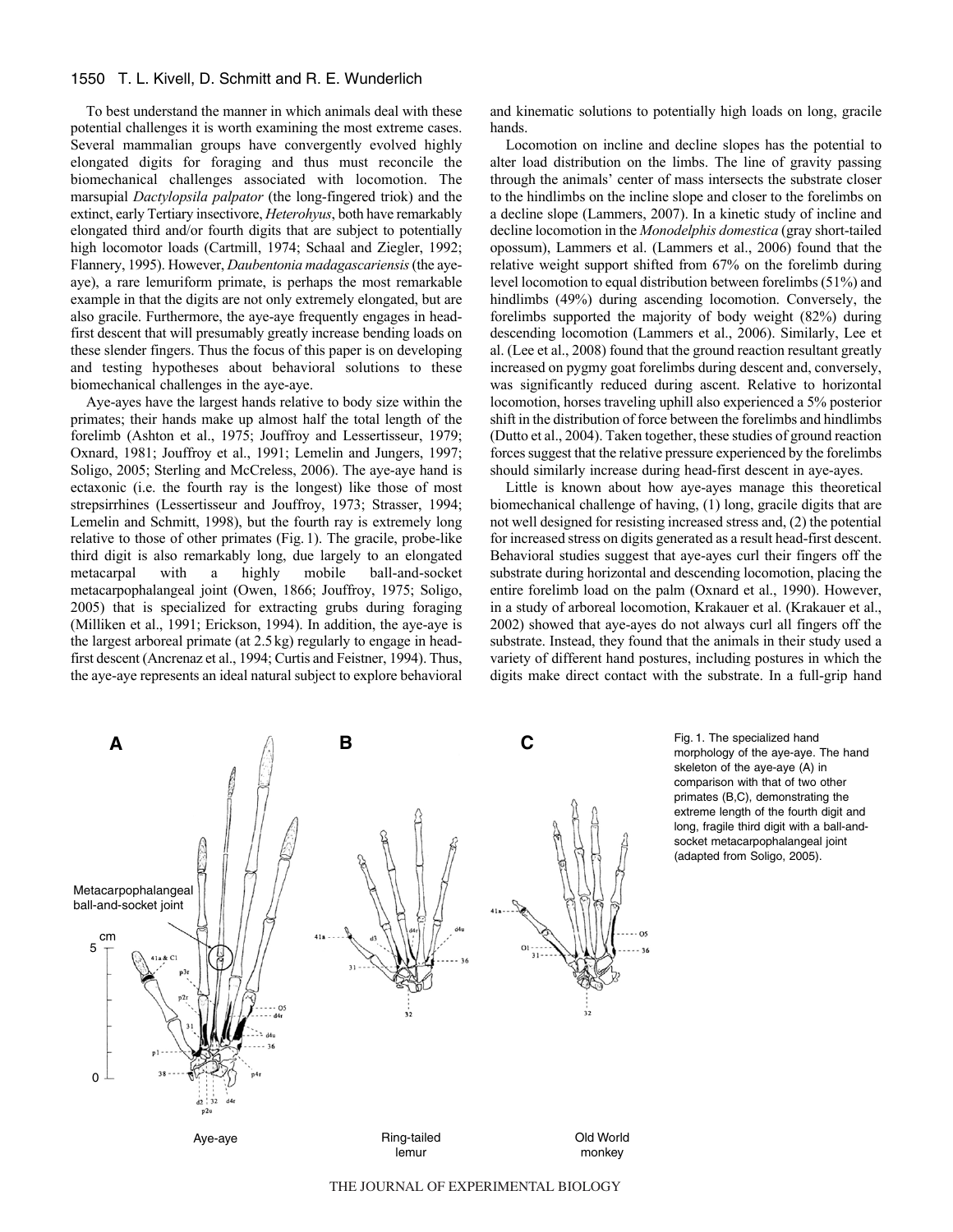To best understand the manner in which animals deal with these potential challenges it is worth examining the most extreme cases. Several mammalian groups have convergently evolved highly elongated digits for foraging and thus must reconcile the biomechanical challenges associated with locomotion. The marsupial *Dactylopsila palpator* (the long-fingered triok) and the extinct, early Tertiary insectivore, *Heterohyus*, both have remarkably elongated third and/or fourth digits that are subject to potentially high locomotor loads (Cartmill, 1974; Schaal and Ziegler, 1992; Flannery, 1995). However, *Daubentonia madagascariensis* (the aye-aye), a rare lemuriform primate, is perhaps the most remarkable example in that the digits are not only extremely elongated, but are also gracile. Furthermore, the aye-aye frequently engages in head-first descent that will presumably greatly increase bending loads on these slender fingers. Thus the focus of this paper is on developing and testing hypotheses about behavioral solutions to these biomechanical challenges in the aye-aye.

Aye-ayes have the largest hands relative to body size within the primates; their hands make up almost half the total length of the forelimb (Ashton et al., 1975; Jouffroy and Lessertisseur, 1979; Oxnard, 1981; Jouffroy et al., 1991; Lemelin and Jungers, 1997; Soligo, 2005; Sterling and McCreless, 2006). The aye-aye hand is ectaxonic (i.e. the fourth ray is the longest) like those of most strepsirrhines (Lessertisseur and Jouffroy, 1973; Strasser, 1994; Lemelin and Schmitt, 1998), but the fourth ray is extremely long relative to those of other primates (Fig. 1). The gracile, probe-like third digit is also remarkably long, due largely to an elongated metacarpal with a highly mobile ball-and-socket metacarpophalangeal joint (Owen, 1866; Jouffroy, 1975; Soligo, 2005) that is specialized for extracting grubs during foraging (Milliken et al., 1991; Erickson, 1994). In addition, the aye-aye is the largest arboreal primate (at 2.5 kg) regularly to engage in head-first descent (Ancrenaz et al., 1994; Curtis and Feistner, 1994). Thus, the aye-aye represents an ideal natural subject to explore behavioral and kinematic solutions to potentially high loads on long, gracile hands.

Locomotion on incline and decline slopes has the potential to alter load distribution on the limbs. The line of gravity passing through the animals' center of mass intersects the substrate closer to the hindlimbs on the incline slope and closer to the forelimbs on a decline slope (Lammers, 2007). In a kinetic study of incline and decline locomotion in the *Monodelphis domestica* (gray short-tailed opossum), Lammers et al. (Lammers et al., 2006) found that the relative weight support shifted from 67% on the forelimb during level locomotion to equal distribution between forelimbs (51%) and hindlimbs (49%) during ascending locomotion. Conversely, the forelimbs supported the majority of body weight (82%) during descending locomotion (Lammers et al., 2006). Similarly, Lee et al. (Lee et al., 2008) found that the ground reaction resultant greatly increased on pygmy goat forelimbs during descent and, conversely, was significantly reduced during ascent. Relative to horizontal locomotion, horses traveling uphill also experienced a 5% posterior shift in the distribution of force between the forelimbs and hindlimbs (Dutto et al., 2004). Taken together, these studies of ground reaction forces suggest that the relative pressure experienced by the forelimbs should similarly increase during head-first descent in aye-ayes.

Little is known about how aye-ayes manage this theoretical biomechanical challenge of having, (1) long, gracile digits that are not well designed for resisting increased stress and, (2) the potential for increased stress on digits generated as a result head-first descent. Behavioral studies suggest that aye-ayes curl their fingers off the substrate during horizontal and descending locomotion, placing the entire forelimb load on the palm (Oxnard et al., 1990). However, in a study of arboreal locomotion, Krakauer et al. (Krakauer et al., 2002) showed that aye-ayes do not always curl all fingers off the substrate. Instead, they found that the animals in their study used a variety of different hand postures, including postures in which the digits make direct contact with the substrate. In a full-grip hand

Fig. 1. The specialized hand morphology of the aye-aye. The hand skeleton of the aye-aye (A) in comparison with that of two other primates (B,C), demonstrating the extreme length of the fourth digit and long, fragile third digit with a ball-and-socket metacarpophalangeal joint (adapted from Soligo, 2005).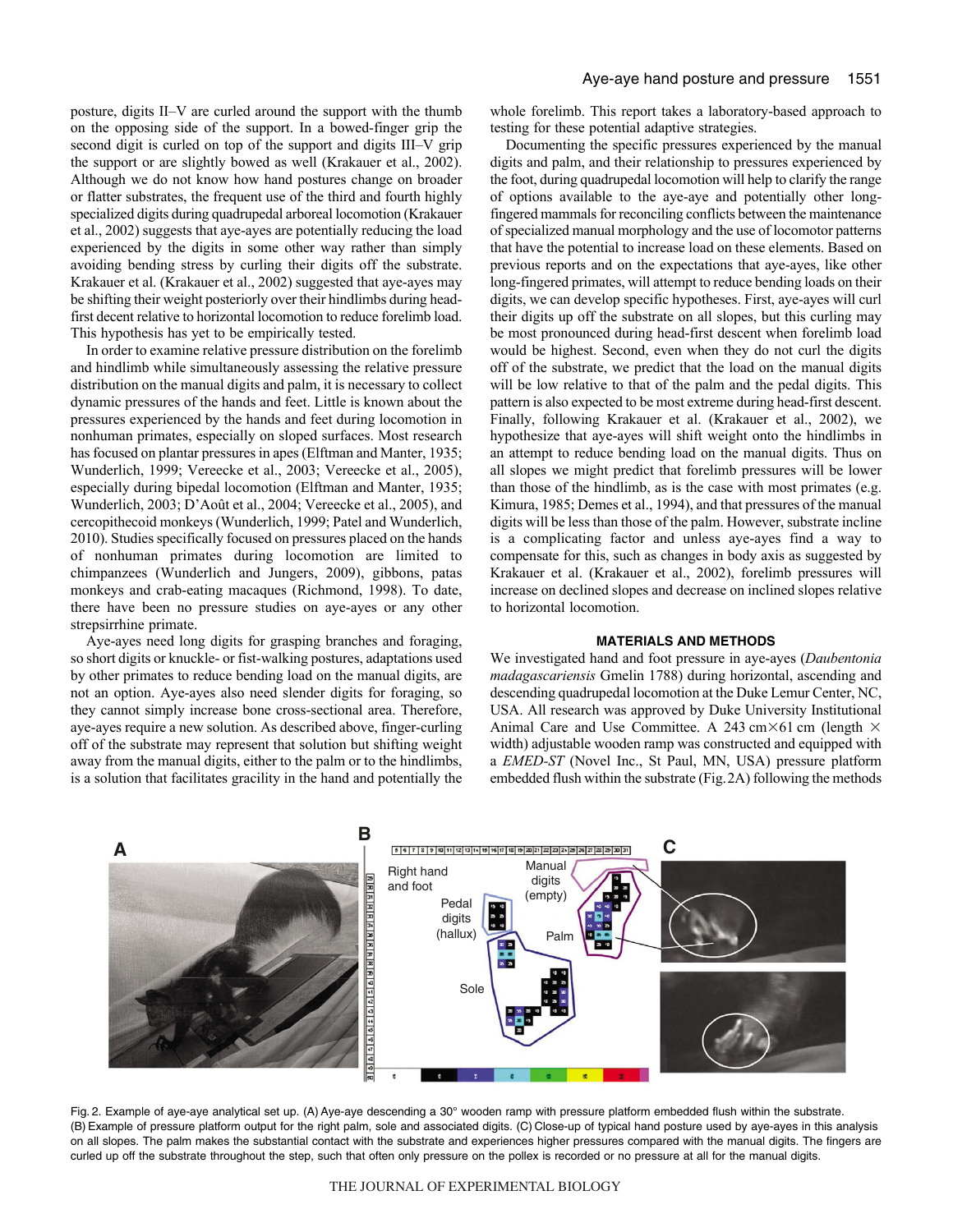posture, digits II–V are curled around the support with the thumb on the opposing side of the support. In a bowed-finger grip the second digit is curled on top of the support and digits III–V grip the support or are slightly bowed as well (Krakauer et al., 2002). Although we do not know how hand postures change on broader or flatter substrates, the frequent use of the third and fourth highly specialized digits during quadrupedal arboreal locomotion (Krakauer et al., 2002) suggests that aye-ayes are potentially reducing the load experienced by the digits in some other way rather than simply avoiding bending stress by curling their digits off the substrate. Krakauer et al. (Krakauer et al., 2002) suggested that aye-ayes may be shifting their weight posteriorly over their hindlimbs during head-first decent relative to horizontal locomotion to reduce forelimb load. This hypothesis has yet to be empirically tested.

In order to examine relative pressure distribution on the forelimb and hindlimb while simultaneously assessing the relative pressure distribution on the manual digits and palm, it is necessary to collect dynamic pressures of the hands and feet. Little is known about the pressures experienced by the hands and feet during locomotion in nonhuman primates, especially on sloped surfaces. Most research has focused on plantar pressures in apes (Elftman and Manter, 1935; Wunderlich, 1999; Vereecke et al., 2003; Vereecke et al., 2005), especially during bipedal locomotion (Elftman and Manter, 1935; Wunderlich, 2003; D'Août et al., 2004; Vereecke et al., 2005), and cercopithecoid monkeys (Wunderlich, 1999; Patel and Wunderlich, 2010). Studies specifically focused on pressures placed on the hands of nonhuman primates during locomotion are limited to chimpanzees (Wunderlich and Jungers, 2009), gibbons, patas monkeys and crab-eating macaques (Richmond, 1998). To date, there have been no pressure studies on aye-ayes or any other strepsirrhine primate.

Aye-ayes need long digits for grasping branches and foraging, so short digits or knuckle- or fist-walking postures, adaptations used by other primates to reduce bending load on the manual digits, are not an option. Aye-ayes also need slender digits for foraging, so they cannot simply increase bone cross-sectional area. Therefore, aye-ayes require a new solution. As described above, finger-curling off of the substrate may represent that solution but shifting weight away from the manual digits, either to the palm or to the hindlimbs, is a solution that facilitates gracility in the hand and potentially the whole forelimb. This report takes a laboratory-based approach to testing for these potential adaptive strategies.

Documenting the specific pressures experienced by the manual digits and palm, and their relationship to pressures experienced by the foot, during quadrupedal locomotion will help to clarify the range of options available to the aye-aye and potentially other long-fingered mammals for reconciling conflicts between the maintenance of specialized manual morphology and the use of locomotor patterns that have the potential to increase load on these elements. Based on previous reports and on the expectations that aye-ayes, like other long-fingered primates, will attempt to reduce bending loads on their digits, we can develop specific hypotheses. First, aye-ayes will curl their digits up off the substrate on all slopes, but this curling may be most pronounced during head-first descent when forelimb load would be highest. Second, even when they do not curl the digits off of the substrate, we predict that the load on the manual digits will be low relative to that of the palm and the pedal digits. This pattern is also expected to be most extreme during head-first descent. Finally, following Krakauer et al. (Krakauer et al., 2002), we hypothesize that aye-ayes will shift weight onto the hindlimbs in an attempt to reduce bending load on the manual digits. Thus on all slopes we might predict that forelimb pressures will be lower than those of the hindlimb, as is the case with most primates (e.g. Kimura, 1985; Demes et al., 1994), and that pressures of the manual digits will be less than those of the palm. However, substrate incline is a complicating factor and unless aye-ayes find a way to compensate for this, such as changes in body axis as suggested by Krakauer et al. (Krakauer et al., 2002), forelimb pressures will increase on declined slopes and decrease on inclined slopes relative to horizontal locomotion.

## MATERIALS AND METHODS

We investigated hand and foot pressure in aye-ayes (*Daubentonia madagascariensis* Gmelin 1788) during horizontal, ascending and descending quadrupedal locomotion at the Duke Lemur Center, Durham, NC, USA. All research was approved by Duke University Institutional Animal Care and Use Committee. A 243 cm×61 cm (length × width) adjustable wooden ramp was constructed and equipped with a *EMED-ST* (Novel Inc., St Paul, MN, USA) pressure platform embedded flush within the substrate (Fig. 2A) following the methods

Fig. 2. Example of aye-aye analytical set up. (A) Aye-aye descending a 30° wooden ramp with pressure platform embedded flush within the substrate. (B) Example of pressure platform output for the right palm, sole and associated digits. (C) Close-up of typical hand posture used by aye-ayes in this analysis on all slopes. The palm makes the substantial contact with the substrate and experiences higher pressures compared with the manual digits. The fingers are curled up off the substrate throughout the step, such that often only pressure on the pollex is recorded or no pressure at all for the manual digits.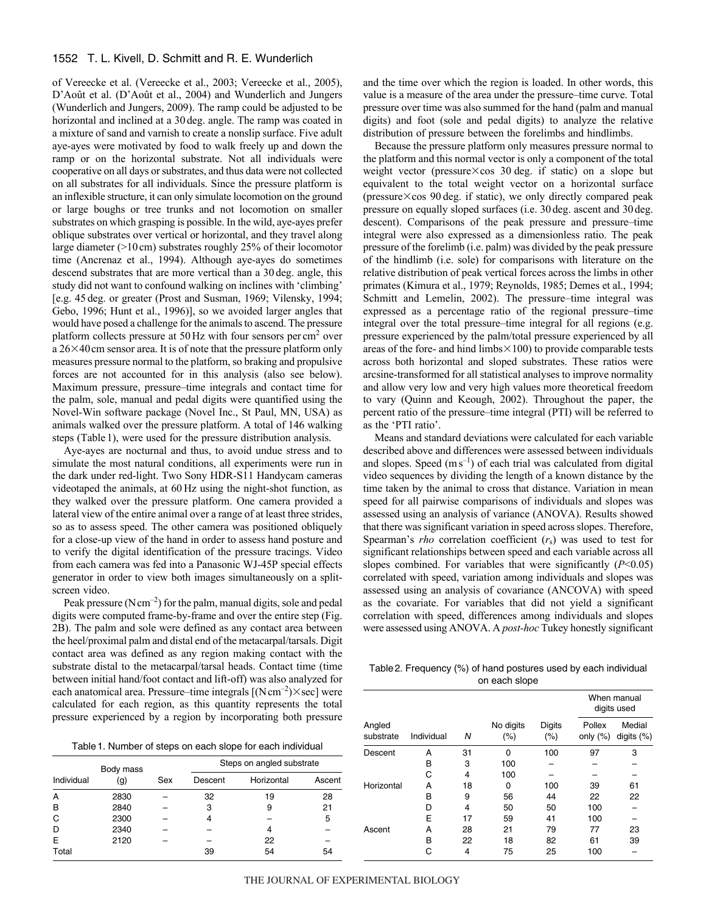of Vereecke et al. (Vereecke et al., 2003; Vereecke et al., 2005), D'Août et al. (D'Août et al., 2004) and Wunderlich and Jungers (Wunderlich and Jungers, 2009). The ramp could be adjusted to be horizontal and inclined at a 30 deg. angle. The ramp was coated in a mixture of sand and varnish to create a nonslip surface. Five adult aye-ayes were motivated by food to walk freely up and down the ramp or on the horizontal substrate. Not all individuals were cooperative on all days or substrates, and thus data were not collected on all substrates for all individuals. Since the pressure platform is an inflexible structure, it can only simulate locomotion on the ground or large boughs or tree trunks and not locomotion on smaller substrates on which grasping is possible. In the wild, aye-ayes prefer oblique substrates over vertical or horizontal, and they travel along large diameter (>10 cm) substrates roughly 25% of their locomotor time (Ancrenaz et al., 1994). Although aye-ayes do sometimes descend substrates that are more vertical than a 30 deg. angle, this study did not want to confound walking on inclines with 'climbing' [e.g. 45 deg. or greater (Prost and Susman, 1969; Vilensky, 1994; Gebo, 1996; Hunt et al., 1996)], so we avoided larger angles that would have posed a challenge for the animals to ascend. The pressure platform collects pressure at 50 Hz with four sensors per $cm^2$ over a 26×40 cm sensor area. It is of note that the pressure platform only measures pressure normal to the platform, so braking and propulsive forces are not accounted for in this analysis (also see below). Maximum pressure, pressure–time integrals and contact time for the palm, sole, manual and pedal digits were quantified using the Novel-Win software package (Novel Inc., St Paul, MN, USA) as animals walked over the pressure platform. A total of 146 walking steps (Table 1), were used for the pressure distribution analysis.

Aye-ayes are nocturnal and thus, to avoid undue stress and to simulate the most natural conditions, all experiments were run in the dark under red-light. Two Sony HDR-S11 Handycam cameras videotaped the animals, at 60 Hz using the night-shot function, as they walked over the pressure platform. One camera provided a lateral view of the entire animal over a range of at least three strides, so as to assess speed. The other camera was positioned obliquely for a close-up view of the hand in order to assess hand posture and to verify the digital identification of the pressure tracings. Video from each camera was fed into a Panasonic WJ-45P special effects generator in order to view both images simultaneously on a split-screen video.

Peak pressure ($N cm^{-2}$) for the palm, manual digits, sole and pedal digits were computed frame-by-frame and over the entire step (Fig. 2B). The palm and sole were defined as any contact area between the heel/proximal palm and distal end of the metacarpal/tarsals. Digit contact area was defined as any region making contact with the substrate distal to the metacarpal/tarsal heads. Contact time (time between initial hand/foot contact and lift-off) was also analyzed for each anatomical area. Pressure–time integrals [$(N cm^{-2})\times$sec] were calculated for each region, as this quantity represents the total pressure experienced by a region by incorporating both pressure and the time over which the region is loaded. In other words, this value is a measure of the area under the pressure–time curve. Total pressure over time was also summed for the hand (palm and manual digits) and foot (sole and pedal digits) to analyze the relative distribution of pressure between the forelimbs and hindlimbs.

Because the pressure platform only measures pressure normal to the platform and this normal vector is only a component of the total weight vector (pressure×cos 30 deg. if static) on a slope but equivalent to the total weight vector on a horizontal surface (pressure×cos 90 deg. if static), we only directly compared peak pressure on equally sloped surfaces (i.e. 30 deg. ascent and 30 deg. descent). Comparisons of the peak pressure and pressure–time integral were also expressed as a dimensionless ratio. The peak pressure of the forelimb (i.e. palm) was divided by the peak pressure of the hindlimb (i.e. sole) for comparisons with literature on the relative distribution of peak vertical forces across the limbs in other primates (Kimura et al., 1979; Reynolds, 1985; Demes et al., 1994; Schmitt and Lemelin, 2002). The pressure–time integral was expressed as a percentage ratio of the regional pressure–time integral over the total pressure–time integral for all regions (e.g. pressure experienced by the palm/total pressure experienced by all areas of the fore- and hind limbs×100) to provide comparable tests across both horizontal and sloped substrates. These ratios were arcsine-transformed for all statistical analyses to improve normality and allow very low and very high values more theoretical freedom to vary (Quinn and Keough, 2002). Throughout the paper, the percent ratio of the pressure–time integral (PTI) will be referred to as the 'PTI ratio'.

Means and standard deviations were calculated for each variable described above and differences were assessed between individuals and slopes. Speed ($m s^{-1}$) of each trial was calculated from digital video sequences by dividing the length of a known distance by the time taken by the animal to cross that distance. Variation in mean speed for all pairwise comparisons of individuals and slopes was assessed using an analysis of variance (ANOVA). Results showed that there was significant variation in speed across slopes. Therefore, Spearman's *rho* correlation coefficient ($r_s$) was used to test for significant relationships between speed and each variable across all slopes combined. For variables that were significantly ($P<0.05$) correlated with speed, variation among individuals and slopes was assessed using an analysis of covariance (ANCOVA) with speed as the covariate. For variables that did not yield a significant correlation with speed, differences among individuals and slopes were assessed using ANOVA. A *post-hoc* Tukey honestly significant

Table 1. Number of steps on each slope for each individual

| Individual | Body mass (g) | Sex | Steps on angled substrate | | |
|---|---|---|---|---|---|
| | | | Descent | Horizontal | Ascent |
| A | 2830 | – | 32 | 19 | 28 |
| B | 2840 | – | 3 | 9 | 21 |
| C | 2300 | – | 4 | – | 5 |
| D | 2340 | – | – | 4 | – |
| E | 2120 | – | – | 22 | – |
| Total | | | 39 | 54 | 54 |

Table 2. Frequency (%) of hand postures used by each individual on each slope

| Angled substrate | Individual | *N* | No digits (%) | Digits (%) | When manual digits used | |
|---|---|---|---|---|---|---|
| | | | | | Pollex only (%) | Medial digits (%) |
| Descent | A | 31 | 0 | 100 | 97 | 3 |
| | B | 3 | 100 | – | – | – |
| | C | 4 | 100 | – | – | – |
| Horizontal | A | 18 | 0 | 100 | 39 | 61 |
| | B | 9 | 56 | 44 | 22 | 22 |
| | D | 4 | 50 | 50 | 100 | – |
| | E | 17 | 59 | 41 | 100 | – |
| Ascent | A | 28 | 21 | 79 | 77 | 23 |
| | B | 22 | 18 | 82 | 61 | 39 |
| | C | 4 | 75 | 25 | 100 | – |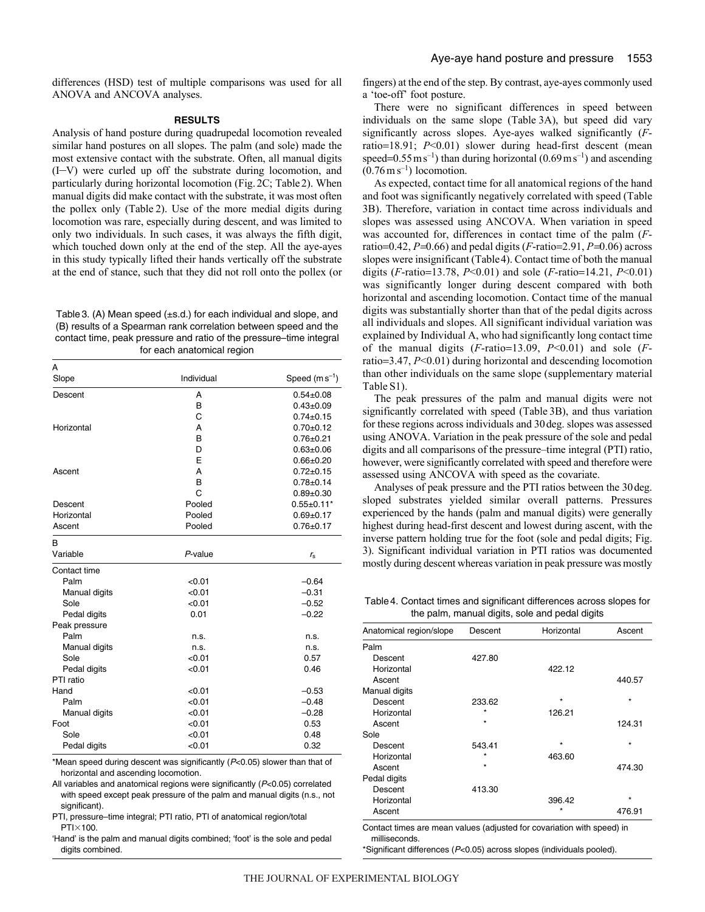differences (HSD) test of multiple comparisons was used for all ANOVA and ANCOVA analyses.

## RESULTS

Analysis of hand posture during quadrupedal locomotion revealed similar hand postures on all slopes. The palm (and sole) made the most extensive contact with the substrate. Often, all manual digits (I–V) were curled up off the substrate during locomotion, and particularly during horizontal locomotion (Fig. 2C; Table 2). When manual digits did make contact with the substrate, it was most often the pollex only (Table 2). Use of the more medial digits during locomotion was rare, especially during descent, and was limited to only two individuals. In such cases, it was always the fifth digit, which touched down only at the end of the step. All the aye-ayes in this study typically lifted their hands vertically off the substrate at the end of stance, such that they did not roll onto the pollex (or fingers) at the end of the step. By contrast, aye-ayes commonly used a 'toe-off' foot posture.

There were no significant differences in speed between individuals on the same slope (Table 3A), but speed did vary significantly across slopes. Aye-ayes walked significantly (*F*-ratio=18.91; $P<0.01$) slower during head-first descent (mean speed=0.55 $m\,s^{-1}$) than during horizontal (0.69 $m\,s^{-1}$) and ascending (0.76 $m\,s^{-1}$) locomotion.

As expected, contact time for all anatomical regions of the hand and foot was significantly negatively correlated with speed (Table 3B). Therefore, variation in contact time across individuals and slopes was assessed using ANCOVA. When variation in speed was accounted for, differences in contact time of the palm (*F*-ratio=0.42, $P$=0.66) and pedal digits (*F*-ratio=2.91, $P$=0.06) across slopes were insignificant (Table 4). Contact time of both the manual digits (*F*-ratio=13.78, $P<0.01$) and sole (*F*-ratio=14.21, $P<0.01$) was significantly longer during descent compared with both horizontal and ascending locomotion. Contact time of the manual digits was substantially shorter than that of the pedal digits across all individuals and slopes. All significant individual variation was explained by Individual A, who had significantly long contact time of the manual digits (*F*-ratio=13.09, $P<0.01$) and sole (*F*-ratio=3.47, $P<0.01$) during horizontal and descending locomotion than other individuals on the same slope (supplementary material Table S1).

The peak pressures of the palm and manual digits were not significantly correlated with speed (Table 3B), and thus variation for these regions across individuals and 30 deg. slopes was assessed using ANOVA. Variation in the peak pressure of the sole and pedal digits and all comparisons of the pressure–time integral (PTI) ratio, however, were significantly correlated with speed and therefore were assessed using ANCOVA with speed as the covariate.

Analyses of peak pressure and the PTI ratios between the 30 deg. sloped substrates yielded similar overall patterns. Pressures experienced by the hands (palm and manual digits) were generally highest during head-first descent and lowest during ascent, with the inverse pattern holding true for the foot (sole and pedal digits; Fig. 3). Significant individual variation in PTI ratios was documented mostly during descent whereas variation in peak pressure was mostly

Table 3. (A) Mean speed (±s.d.) for each individual and slope, and (B) results of a Spearman rank correlation between speed and the contact time, peak pressure and ratio of the pressure–time integral for each anatomical region

| A | | |
|---|---|---|
| Slope | Individual | Speed ($m\,s^{-1}$) |
| Descent | A | 0.54±0.08 |
| | B | 0.43±0.09 |
| | C | 0.74±0.15 |
| Horizontal | A | 0.70±0.12 |
| | B | 0.76±0.21 |
| | D | 0.63±0.06 |
| | E | 0.66±0.20 |
| Ascent | A | 0.72±0.15 |
| | B | 0.78±0.14 |
| | C | 0.89±0.30 |
| Descent | Pooled | 0.55±0.11* |
| Horizontal | Pooled | 0.69±0.17 |
| Ascent | Pooled | 0.76±0.17 |

| B | | |
|---|---|---|
| Variable | *P*-value | $r_s$ |
| Contact time | | |
| Palm | <0.01 | –0.64 |
| Manual digits | <0.01 | –0.31 |
| Sole | <0.01 | –0.52 |
| Pedal digits | 0.01 | –0.22 |
| Peak pressure | | |
| Palm | n.s. | n.s. |
| Manual digits | n.s. | n.s. |
| Sole | <0.01 | 0.57 |
| Pedal digits | <0.01 | 0.46 |
| PTI ratio | | |
| Hand | <0.01 | –0.53 |
| Palm | <0.01 | –0.48 |
| Manual digits | <0.01 | –0.28 |
| Foot | <0.01 | 0.53 |
| Sole | <0.01 | 0.48 |
| Pedal digits | <0.01 | 0.32 |

*Mean speed during descent was significantly ($P<0.05$) slower than that of horizontal and ascending locomotion.

All variables and anatomical regions were significantly ($P<0.05$) correlated with speed except peak pressure of the palm and manual digits (n.s., not significant).

PTI, pressure–time integral; PTI ratio, PTI of anatomical region/total PTI×100.

'Hand' is the palm and manual digits combined; 'foot' is the sole and pedal digits combined.

Table 4. Contact times and significant differences across slopes for the palm, manual digits, sole and pedal digits

| Anatomical region/slope | Descent | Horizontal | Ascent |
|---|---|---|---|
| Palm | | | |
| Descent | 427.80 | | |
| Horizontal | | 422.12 | |
| Ascent | | | 440.57 |
| Manual digits | | | |
| Descent | 233.62 | * | * |
| Horizontal | * | 126.21 | |
| Ascent | * | | 124.31 |
| Sole | | | |
| Descent | 543.41 | * | * |
| Horizontal | * | 463.60 | |
| Ascent | * | | 474.30 |
| Pedal digits | | | |
| Descent | 413.30 | | |
| Horizontal | | 396.42 | * |
| Ascent | | * | 476.91 |

Contact times are mean values (adjusted for covariation with speed) in milliseconds.

*Significant differences ($P<0.05$) across slopes (individuals pooled).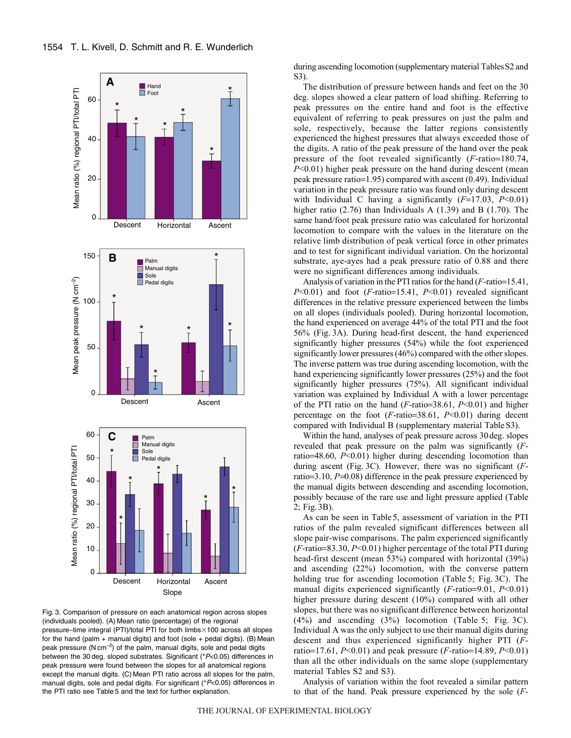Fig. 3. Comparison of pressure on each anatomical region across slopes (individuals pooled). (A) Mean ratio (percentage) of the regional pressure–time integral (PTI)/total PTI for both limbs×100 across all slopes for the hand (palm + manual digits) and foot (sole + pedal digits). (B) Mean peak pressure (N cm$^{-2}$) of the palm, manual digits, sole and pedal digits between the 30 deg. sloped substrates. Significant (*$P$<0.05) differences in peak pressure were found between the slopes for all anatomical regions except the manual digits. (C) Mean PTI ratio across all slopes for the palm, manual digits, sole and pedal digits. For significant (*$P$<0.05) differences in the PTI ratio see Table 5 and the text for further explanation.

during ascending locomotion (supplementary material Tables S2 and S3).

The distribution of pressure between hands and feet on the 30 deg. slopes showed a clear pattern of load shifting. Referring to peak pressures on the entire hand and foot is the effective equivalent of referring to peak pressures on just the palm and sole, respectively, because the latter regions consistently experienced the highest pressures that always exceeded those of the digits. A ratio of the peak pressure of the hand over the peak pressure of the foot revealed significantly ($F$-ratio=180.74, $P$<0.01) higher peak pressure on the hand during descent (mean peak pressure ratio=1.95) compared with ascent (0.49). Individual variation in the peak pressure ratio was found only during descent with Individual C having a significantly ($F$=17.03, $P$<0.01) higher ratio (2.76) than Individuals A (1.39) and B (1.70). The same hand/foot peak pressure ratio was calculated for horizontal locomotion to compare with the values in the literature on the relative limb distribution of peak vertical force in other primates and to test for significant individual variation. On the horizontal substrate, aye-ayes had a peak pressure ratio of 0.88 and there were no significant differences among individuals.

Analysis of variation in the PTI ratios for the hand ($F$-ratio=15.41, $P$<0.01) and foot ($F$-ratio=15.41, $P$<0.01) revealed significant differences in the relative pressure experienced between the limbs on all slopes (individuals pooled). During horizontal locomotion, the hand experienced on average 44% of the total PTI and the foot 56% (Fig. 3A). During head-first descent, the hand experienced significantly higher pressures (54%) while the foot experienced significantly lower pressures (46%) compared with the other slopes. The inverse pattern was true during ascending locomotion, with the hand experiencing significantly lower pressures (25%) and the foot significantly higher pressures (75%). All significant individual variation was explained by Individual A with a lower percentage of the PTI ratio on the hand ($F$-ratio=38.61, $P$<0.01) and higher percentage on the foot ($F$-ratio=38.61, $P$<0.01) during decent compared with Individual B (supplementary material Table S3).

Within the hand, analyses of peak pressure across 30 deg. slopes revealed that peak pressure on the palm was significantly ($F$-ratio=48.60, $P$<0.01) higher during descending locomotion than during ascent (Fig. 3C). However, there was no significant ($F$-ratio=3.10, $P$=0.08) difference in the peak pressure experienced by the manual digits between descending and ascending locomotion, possibly because of the rare use and light pressure applied (Table 2; Fig. 3B).

As can be seen in Table 5, assessment of variation in the PTI ratios of the palm revealed significant differences between all slope pair-wise comparisons. The palm experienced significantly ($F$-ratio=83.30, $P$<0.01) higher percentage of the total PTI during head-first descent (mean 53%) compared with horizontal (39%) and ascending (22%) locomotion, with the converse pattern holding true for ascending locomotion (Table 5; Fig. 3C). The manual digits experienced significantly ($F$-ratio=9.01, $P$<0.01) higher pressure during descent (10%) compared with all other slopes, but there was no significant difference between horizontal (4%) and ascending (3%) locomotion (Table 5; Fig. 3C). Individual A was the only subject to use their manual digits during descent and thus experienced significantly higher PTI ($F$-ratio=17.61, $P$<0.01) and peak pressure ($F$-ratio=14.89, $P$<0.01) than all the other individuals on the same slope (supplementary material Tables S2 and S3).

Analysis of variation within the foot revealed a similar pattern to that of the hand. Peak pressure experienced by the sole ($F$-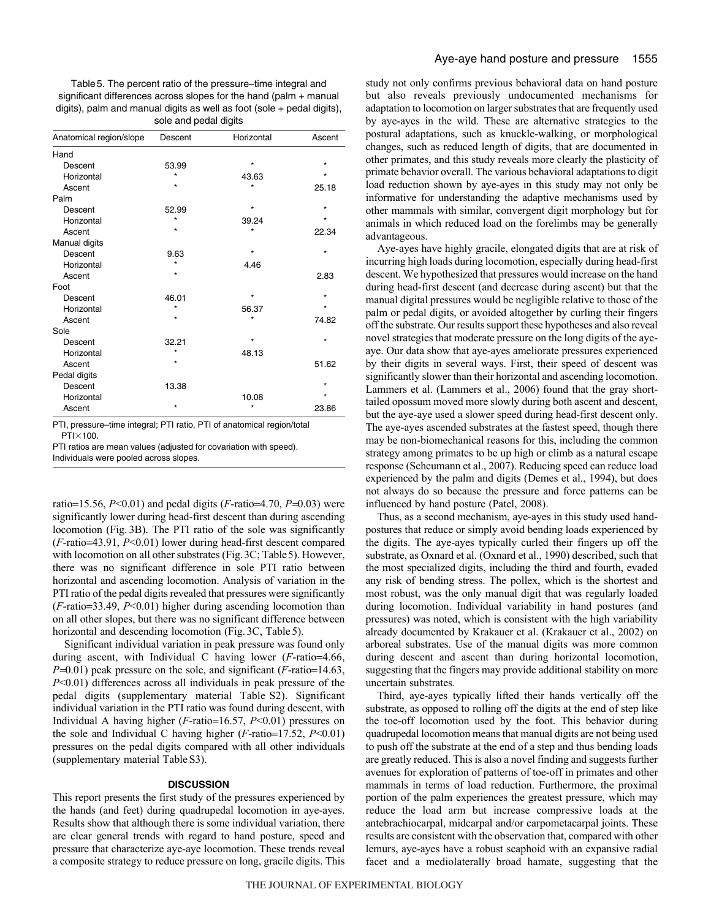Table 5. The percent ratio of the pressure–time integral and significant differences across slopes for the hand (palm + manual digits), palm and manual digits as well as foot (sole + pedal digits), sole and pedal digits

| Anatomical region/slope | Descent | Horizontal | Ascent |
|---|---|---|---|
| Hand | | | |
| Descent | 53.99 | * | * |
| Horizontal | * | 43.63 | * |
| Ascent | * | * | 25.18 |
| Palm | | | |
| Descent | 52.99 | * | * |
| Horizontal | * | 39.24 | * |
| Ascent | * | * | 22.34 |
| Manual digits | | | |
| Descent | 9.63 | * | * |
| Horizontal | * | 4.46 | |
| Ascent | * | | 2.83 |
| Foot | | | |
| Descent | 46.01 | * | * |
| Horizontal | * | 56.37 | * |
| Ascent | * | * | 74.82 |
| Sole | | | |
| Descent | 32.21 | * | * |
| Horizontal | * | 48.13 | |
| Ascent | * | | 51.62 |
| Pedal digits | | | |
| Descent | 13.38 | | * |
| Horizontal | | 10.08 | * |
| Ascent | * | * | 23.86 |

PTI, pressure–time integral; PTI ratio, PTI of anatomical region/total PTI×100.

PTI ratios are mean values (adjusted for covariation with speed).

Individuals were pooled across slopes.

ratio=15.56, $P<0.01$) and pedal digits ($F$-ratio=4.70, $P$=0.03) were significantly lower during head-first descent than during ascending locomotion (Fig. 3B). The PTI ratio of the sole was significantly ($F$-ratio=43.91, $P<0.01$) lower during head-first descent compared with locomotion on all other substrates (Fig. 3C; Table 5). However, there was no significant difference in sole PTI ratio between horizontal and ascending locomotion. Analysis of variation in the PTI ratio of the pedal digits revealed that pressures were significantly ($F$-ratio=33.49, $P<0.01$) higher during ascending locomotion than on all other slopes, but there was no significant difference between horizontal and descending locomotion (Fig. 3C, Table 5).

Significant individual variation in peak pressure was found only during ascent, with Individual C having lower ($F$-ratio=4.66, $P$=0.01) peak pressure on the sole, and significant ($F$-ratio=14.63, $P<0.01$) differences across all individuals in peak pressure of the pedal digits (supplementary material Table S2). Significant individual variation in the PTI ratio was found during descent, with Individual A having higher ($F$-ratio=16.57, $P<0.01$) pressures on the sole and Individual C having higher ($F$-ratio=17.52, $P<0.01$) pressures on the pedal digits compared with all other individuals (supplementary material Table S3).

## DISCUSSION

This report presents the first study of the pressures experienced by the hands (and feet) during quadrupedal locomotion in aye-ayes. Results show that although there is some individual variation, there are clear general trends with regard to hand posture, speed and pressure that characterize aye-aye locomotion. These trends reveal a composite strategy to reduce pressure on long, gracile digits. This study not only confirms previous behavioral data on hand posture but also reveals previously undocumented mechanisms for adaptation to locomotion on larger substrates that are frequently used by aye-ayes in the wild. These are alternative strategies to the postural adaptations, such as knuckle-walking, or morphological changes, such as reduced length of digits, that are documented in other primates, and this study reveals more clearly the plasticity of primate behavior overall. The various behavioral adaptations to digit load reduction shown by aye-ayes in this study may not only be informative for understanding the adaptive mechanisms used by other mammals with similar, convergent digit morphology but for animals in which reduced load on the forelimbs may be generally advantageous.

Aye-ayes have highly gracile, elongated digits that are at risk of incurring high loads during locomotion, especially during head-first descent. We hypothesized that pressures would increase on the hand during head-first descent (and decrease during ascent) but that the manual digital pressures would be negligible relative to those of the palm or pedal digits, or avoided altogether by curling their fingers off the substrate. Our results support these hypotheses and also reveal novel strategies that moderate pressure on the long digits of the aye-aye. Our data show that aye-ayes ameliorate pressures experienced by their digits in several ways. First, their speed of descent was significantly slower than their horizontal and ascending locomotion. Lammers et al. (Lammers et al., 2006) found that the gray short-tailed opossum moved more slowly during both ascent and descent, but the aye-aye used a slower speed during head-first descent only. The aye-ayes ascended substrates at the fastest speed, though there may be non-biomechanical reasons for this, including the common strategy among primates to be up high or climb as a natural escape response (Scheumann et al., 2007). Reducing speed can reduce load experienced by the palm and digits (Demes et al., 1994), but does not always do so because the pressure and force patterns can be influenced by hand posture (Patel, 2008).

Thus, as a second mechanism, aye-ayes in this study used hand-postures that reduce or simply avoid bending loads experienced by the digits. The aye-ayes typically curled their fingers up off the substrate, as Oxnard et al. (Oxnard et al., 1990) described, such that the most specialized digits, including the third and fourth, evaded any risk of bending stress. The pollex, which is the shortest and most robust, was the only manual digit that was regularly loaded during locomotion. Individual variability in hand postures (and pressures) was noted, which is consistent with the high variability already documented by Krakauer et al. (Krakauer et al., 2002) on arboreal substrates. Use of the manual digits was more common during descent and ascent than during horizontal locomotion, suggesting that the fingers may provide additional stability on more uncertain substrates.

Third, aye-ayes typically lifted their hands vertically off the substrate, as opposed to rolling off the digits at the end of step like the toe-off locomotion used by the foot. This behavior during quadrupedal locomotion means that manual digits are not being used to push off the substrate at the end of a step and thus bending loads are greatly reduced. This is also a novel finding and suggests further avenues for exploration of patterns of toe-off in primates and other mammals in terms of load reduction. Furthermore, the proximal portion of the palm experiences the greatest pressure, which may reduce the load arm but increase compressive loads at the antebrachiocarpal, midcarpal and/or carpometacarpal joints. These results are consistent with the observation that, compared with other lemurs, aye-ayes have a robust scaphoid with an expansive radial facet and a mediolaterally broad hamate, suggesting that the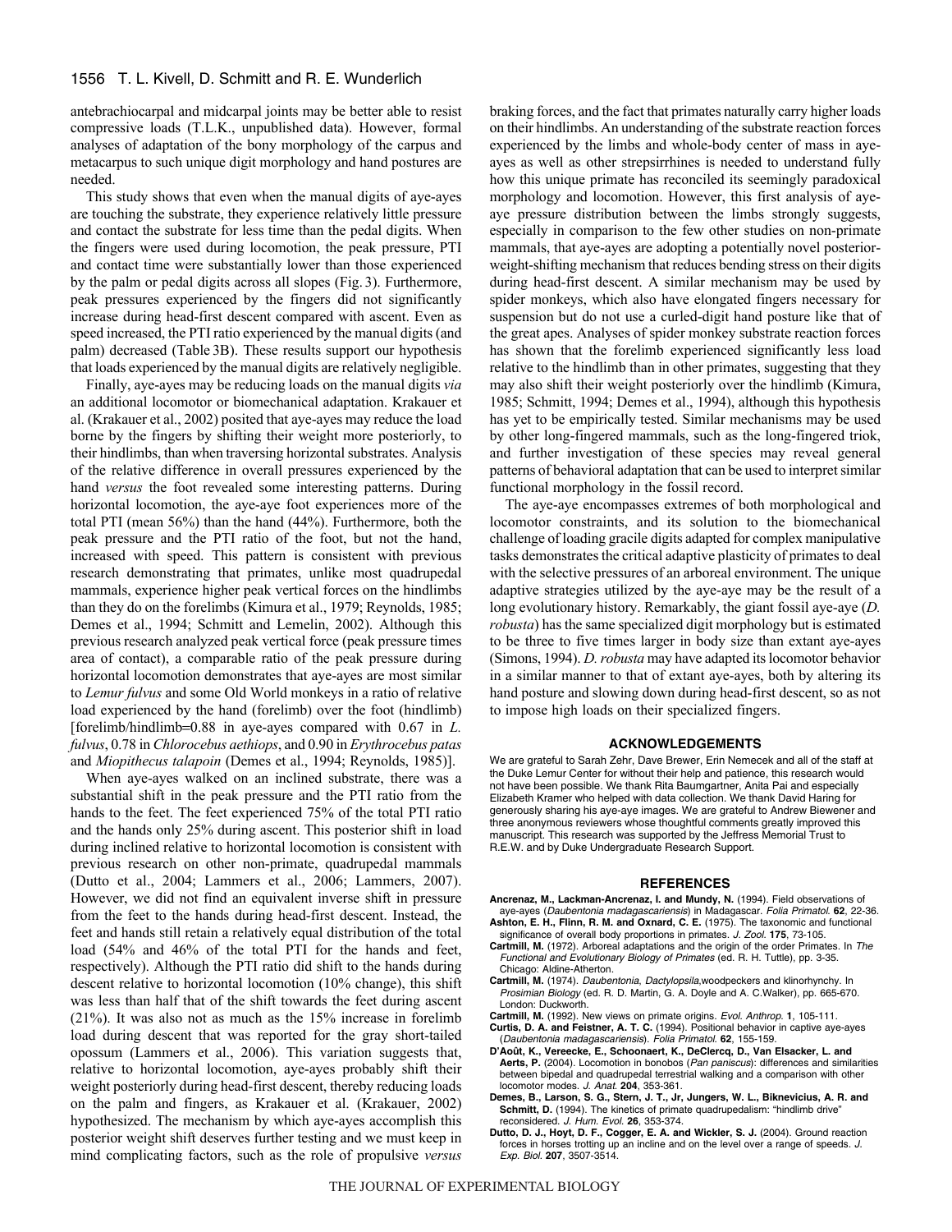antebrachiocarpal and midcarpal joints may be better able to resist compressive loads (T.L.K., unpublished data). However, formal analyses of adaptation of the bony morphology of the carpus and metacarpus to such unique digit morphology and hand postures are needed.

This study shows that even when the manual digits of aye-ayes are touching the substrate, they experience relatively little pressure and contact the substrate for less time than the pedal digits. When the fingers were used during locomotion, the peak pressure, PTI and contact time were substantially lower than those experienced by the palm or pedal digits across all slopes (Fig. 3). Furthermore, peak pressures experienced by the fingers did not significantly increase during head-first descent compared with ascent. Even as speed increased, the PTI ratio experienced by the manual digits (and palm) decreased (Table 3B). These results support our hypothesis that loads experienced by the manual digits are relatively negligible.

Finally, aye-ayes may be reducing loads on the manual digits *via* an additional locomotor or biomechanical adaptation. Krakauer et al. (Krakauer et al., 2002) posited that aye-ayes may reduce the load borne by the fingers by shifting their weight more posteriorly, to their hindlimbs, than when traversing horizontal substrates. Analysis of the relative difference in overall pressures experienced by the hand *versus* the foot revealed some interesting patterns. During horizontal locomotion, the aye-aye foot experiences more of the total PTI (mean 56%) than the hand (44%). Furthermore, both the peak pressure and the PTI ratio of the foot, but not the hand, increased with speed. This pattern is consistent with previous research demonstrating that primates, unlike most quadrupedal mammals, experience higher peak vertical forces on the hindlimbs than they do on the forelimbs (Kimura et al., 1979; Reynolds, 1985; Demes et al., 1994; Schmitt and Lemelin, 2002). Although this previous research analyzed peak vertical force (peak pressure times area of contact), a comparable ratio of the peak pressure during horizontal locomotion demonstrates that aye-ayes are most similar to *Lemur fulvus* and some Old World monkeys in a ratio of relative load experienced by the hand (forelimb) over the foot (hindlimb) [forelimb/hindlimb=0.88 in aye-ayes compared with 0.67 in *L. fulvus*, 0.78 in *Chlorocebus aethiops*, and 0.90 in *Erythrocebus patas* and *Miopithecus talapoin* (Demes et al., 1994; Reynolds, 1985)].

When aye-ayes walked on an inclined substrate, there was a substantial shift in the peak pressure and the PTI ratio from the hands to the feet. The feet experienced 75% of the total PTI ratio and the hands only 25% during ascent. This posterior shift in load during inclined relative to horizontal locomotion is consistent with previous research on other non-primate, quadrupedal mammals (Dutto et al., 2004; Lammers et al., 2006; Lammers, 2007). However, we did not find an equivalent inverse shift in pressure from the feet to the hands during head-first descent. Instead, the feet and hands still retain a relatively equal distribution of the total load (54% and 46% of the total PTI for the hands and feet, respectively). Although the PTI ratio did shift to the hands during descent relative to horizontal locomotion (10% change), this shift was less than half that of the shift towards the feet during ascent (21%). It was also not as much as the 15% increase in forelimb load during descent that was reported for the gray short-tailed opossum (Lammers et al., 2006). This variation suggests that, relative to horizontal locomotion, aye-ayes probably shift their weight posteriorly during head-first descent, thereby reducing loads on the palm and fingers, as Krakauer et al. (Krakauer, 2002) hypothesized. The mechanism by which aye-ayes accomplish this posterior weight shift deserves further testing and we must keep in mind complicating factors, such as the role of propulsive *versus* braking forces, and the fact that primates naturally carry higher loads on their hindlimbs. An understanding of the substrate reaction forces experienced by the limbs and whole-body center of mass in aye-ayes as well as other strepsirrhines is needed to understand fully how this unique primate has reconciled its seemingly paradoxical morphology and locomotion. However, this first analysis of aye-aye pressure distribution between the limbs strongly suggests, especially in comparison to the few other studies on non-primate mammals, that aye-ayes are adopting a potentially novel posterior-weight-shifting mechanism that reduces bending stress on their digits during head-first descent. A similar mechanism may be used by spider monkeys, which also have elongated fingers necessary for suspension but do not use a curled-digit hand posture like that of the great apes. Analyses of spider monkey substrate reaction forces has shown that the forelimb experienced significantly less load relative to the hindlimb than in other primates, suggesting that they may also shift their weight posteriorly over the hindlimb (Kimura, 1985; Schmitt, 1994; Demes et al., 1994), although this hypothesis has yet to be empirically tested. Similar mechanisms may be used by other long-fingered mammals, such as the long-fingered triok, and further investigation of these species may reveal general patterns of behavioral adaptation that can be used to interpret similar functional morphology in the fossil record.

The aye-aye encompasses extremes of both morphological and locomotor constraints, and its solution to the biomechanical challenge of loading gracile digits adapted for complex manipulative tasks demonstrates the critical adaptive plasticity of primates to deal with the selective pressures of an arboreal environment. The unique adaptive strategies utilized by the aye-aye may be the result of a long evolutionary history. Remarkably, the giant fossil aye-aye (*D. robusta*) has the same specialized digit morphology but is estimated to be three to five times larger in body size than extant aye-ayes (Simons, 1994). *D. robusta* may have adapted its locomotor behavior in a similar manner to that of extant aye-ayes, both by altering its hand posture and slowing down during head-first descent, so as not to impose high loads on their specialized fingers.

## ACKNOWLEDGEMENTS

We are grateful to Sarah Zehr, Dave Brewer, Erin Nemecek and all of the staff at the Duke Lemur Center for without their help and patience, this research would not have been possible. We thank Rita Baumgartner, Anita Pai and especially Elizabeth Kramer who helped with data collection. We thank David Haring for generously sharing his aye-aye images. We are grateful to Andrew Biewener and three anonymous reviewers whose thoughtful comments greatly improved this manuscript. This research was supported by the Jeffress Memorial Trust to R.E.W. and by Duke Undergraduate Research Support.

## REFERENCES

**Ancrenaz, M., Lackman-Ancrenaz, I. and Mundy, N.** (1994). Field observations of aye-ayes (*Daubentonia madagascariensis*) in Madagascar. *Folia Primatol.* **62**, 22-36.

**Ashton, E. H., Flinn, R. M. and Oxnard, C. E.** (1975). The taxonomic and functional significance of overall body proportions in primates. *J. Zool.* **175**, 73-105.

**Cartmill, M.** (1972). Arboreal adaptations and the origin of the order Primates. In *The Functional and Evolutionary Biology of Primates* (ed. R. H. Tuttle), pp. 3-35. Chicago: Aldine-Atherton.

**Cartmill, M.** (1974). *Daubentonia*, *Dactylopsila*,woodpeckers and klinorhynchy. In *Prosimian Biology* (ed. R. D. Martin, G. A. Doyle and A. C.Walker), pp. 665-670. London: Duckworth.

**Cartmill, M.** (1992). New views on primate origins. *Evol. Anthrop.* **1**, 105-111.

**Curtis, D. A. and Feistner, A. T. C.** (1994). Positional behavior in captive aye-ayes (*Daubentonia madagascariensis*). *Folia Primatol.* **62**, 155-159.

**D'Août, K., Vereecke, E., Schoonaert, K., DeClercq, D., Van Elsacker, L. and Aerts, P.** (2004). Locomotion in bonobos (*Pan paniscus*): differences and similarities between bipedal and quadrupedal terrestrial walking and a comparison with other locomotor modes. *J. Anat.* **204**, 353-361.

**Demes, B., Larson, S. G., Stern, J. T., Jr, Jungers, W. L., Biknevicius, A. R. and Schmitt, D.** (1994). The kinetics of primate quadrupedalism: "hindlimb drive" reconsidered. *J. Hum. Evol.* **26**, 353-374.

**Dutto, D. J., Hoyt, D. F., Cogger, E. A. and Wickler, S. J.** (2004). Ground reaction forces in horses trotting up an incline and on the level over a range of speeds. *J. Exp. Biol.* **207**, 3507-3514.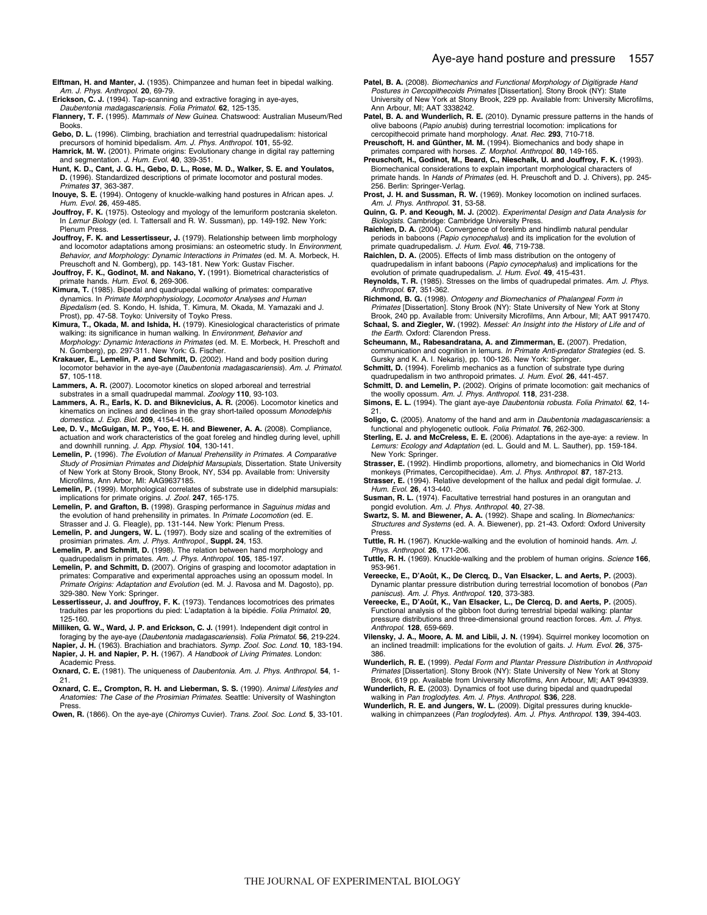**Elftman, H. and Manter, J.** (1935). Chimpanzee and human feet in bipedal walking. *Am. J. Phys. Anthropol.* **20**, 69-79.

**Erickson, C. J.** (1994). Tap-scanning and extractive foraging in aye-ayes, *Daubentonia madagascariensis*. *Folia Primatol.* **62**, 125-135.

**Flannery, T. F.** (1995). *Mammals of New Guinea*. Chatswood: Australian Museum/Red Books.

**Gebo, D. L.** (1996). Climbing, brachiation and terrestrial quadrupedalism: historical precursors of hominid bipedalism. *Am. J. Phys. Anthropol.* **101**, 55-92.

**Hamrick, M. W.** (2001). Primate origins: Evolutionary change in digital ray patterning and segmentation. *J. Hum. Evol.* **40**, 339-351.

**Hunt, K. D., Cant, J. G. H., Gebo, D. L., Rose, M. D., Walker, S. E. and Youlatos, D.** (1996). Standardized descriptions of primate locomotor and postural modes. *Primates* **37**, 363-387.

**Inouye, S. E.** (1994). Ontogeny of knuckle-walking hand postures in African apes. *J. Hum. Evol.* **26**, 459-485.

**Jouffroy, F. K.** (1975). Osteology and myology of the lemuriform postcrania skeleton. In *Lemur Biology* (ed. I. Tattersall and R. W. Sussman), pp. 149-192. New York: Plenum Press.

**Jouffroy, F. K. and Lessertisseur, J.** (1979). Relationship between limb morphology and locomotor adaptations among prosimians: an osteometric study. In *Environment, Behavior, and Morphology: Dynamic Interactions in Primates* (ed. M. A. Morbeck, H. Preuschoft and N. Gomberg), pp. 143-181. New York: Gustav Fischer.

**Jouffroy, F. K., Godinot, M. and Nakano, Y.** (1991). Biometrical characteristics of primate hands. *Hum. Evol.* **6**, 269-306.

**Kimura, T.** (1985). Bipedal and quadrupedal walking of primates: comparative dynamics. In *Primate Morphophysiology, Locomotor Analyses and Human Bipedalism* (ed. S. Kondo, H. Ishida, T. Kimura, M. Okada, M. Yamazaki and J. Prost), pp. 47-58. Toyko: University of Toyko Press.

**Kimura, T., Okada, M. and Ishida, H.** (1979). Kinesiological characteristics of primate walking: its significance in human walking. In *Environment, Behavior and Morphology: Dynamic Interactions in Primates* (ed. M. E. Morbeck, H. Preschoft and N. Gomberg), pp. 297-311. New York: G. Fischer.

**Krakauer, E., Lemelin, P. and Schmitt, D.** (2002). Hand and body position during locomotor behavior in the aye-aye (*Daubentonia madagascariensis*). *Am. J. Primatol.* **57**, 105-118.

**Lammers, A. R.** (2007). Locomotor kinetics on sloped arboreal and terrestrial substrates in a small quadrupedal mammal. *Zoology* **110**, 93-103.

**Lammers, A. R., Earls, K. D. and Biknevicius, A. R.** (2006). Locomotor kinetics and kinematics on inclines and declines in the gray short-tailed opossum *Monodelphis domestica*. *J. Exp. Biol.* **209**, 4154-4166.

**Lee, D. V., McGuigan, M. P., Yoo, E. H. and Biewener, A. A.** (2008). Compliance, actuation and work characteristics of the goat foreleg and hindleg during level, uphill and downhill running. *J. App. Physiol.* **104**, 130-141.

**Lemelin, P.** (1996). *The Evolution of Manual Prehensility in Primates. A Comparative Study of Prosimian Primates and Didelphid Marsupials*, Dissertation. State University of New York at Stony Brook, Stony Brook, NY, 534 pp. Available from: University Microfilms, Ann Arbor, MI: AAG9637185.

**Lemelin, P.** (1999). Morphological correlates of substrate use in didelphid marsupials: implications for primate origins. *J. Zool.* **247**, 165-175.

**Lemelin, P. and Grafton, B.** (1998). Grasping performance in *Saguinus midas* and the evolution of hand prehensility in primates. In *Primate Locomotion* (ed. E. Strasser and J. G. Fleagle), pp. 131-144. New York: Plenum Press.

**Lemelin, P. and Jungers, W. L.** (1997). Body size and scaling of the extremities of prosimian primates. *Am. J. Phys. Anthropol.*, **Suppl. 24**, 153.

**Lemelin, P. and Schmitt, D.** (1998). The relation between hand morphology and quadrupedalism in primates. *Am. J. Phys. Anthropol.* **105**, 185-197.

**Lemelin, P. and Schmitt, D.** (2007). Origins of grasping and locomotor adaptation in primates: Comparative and experimental approaches using an opossum model. In *Primate Origins: Adaptation and Evolution* (ed. M. J. Ravosa and M. Dagosto), pp. 329-380. New York: Springer.

**Lessertisseur, J. and Jouffroy, F. K.** (1973). Tendances locomotrices des primates traduites par les proportions du pied: L'adaptation à la bipédie. *Folia Primatol.* **20**, 125-160.

**Milliken, G. W., Ward, J. P. and Erickson, C. J.** (1991). Independent digit control in foraging by the aye-aye (*Daubentonia madagascariensis*). *Folia Primatol.* **56**, 219-224.

**Napier, J. H.** (1963). Brachiation and brachiators. *Symp. Zool. Soc. Lond.* **10**, 183-194.

**Napier, J. H. and Napier, P. H.** (1967). *A Handbook of Living Primates*. London: Academic Press.

**Oxnard, C. E.** (1981). The uniqueness of *Daubentonia*. *Am. J. Phys. Anthropol.* **54**, 1-21.

**Oxnard, C. E., Crompton, R. H. and Lieberman, S. S.** (1990). *Animal Lifestyles and Anatomies: The Case of the Prosimian Primates*. Seattle: University of Washington Press.

**Owen, R.** (1866). On the aye-aye (*Chiromys* Cuvier). *Trans. Zool. Soc. Lond.* **5**, 33-101.

**Patel, B. A.** (2008). *Biomechanics and Functional Morphology of Digitigrade Hand Postures in Cercopithecoids Primates* [Dissertation]. Stony Brook (NY): State University of New York at Stony Brook, 229 pp. Available from: University Microfilms, Ann Arbour, MI; AAT 3338242.

**Patel, B. A. and Wunderlich, R. E.** (2010). Dynamic pressure patterns in the hands of olive baboons (*Papio anubis*) during terrestrial locomotion: implications for cercopithecoid primate hand morphology. *Anat. Rec.* **293**, 710-718.

**Preuschoft, H. and Günther, M. M.** (1994). Biomechanics and body shape in primates compared with horses. *Z. Morphol. Anthropol.* **80**, 149-165.

**Preuschoft, H., Godinot, M., Beard, C., Nieschalk, U. and Jouffroy, F. K.** (1993). Biomechanical considerations to explain important morphological characters of primate hands. In *Hands of Primates* (ed. H. Preuschoft and D. J. Chivers), pp. 245-256. Berlin: Springer-Verlag.

**Prost, J. H. and Sussman, R. W.** (1969). Monkey locomotion on inclined surfaces. *Am. J. Phys. Anthropol.* **31**, 53-58.

**Quinn, G. P. and Keough, M. J.** (2002). *Experimental Design and Data Analysis for Biologists*. Cambridge: Cambridge University Press.

**Raichlen, D. A.** (2004). Convergence of forelimb and hindlimb natural pendular periods in baboons (*Papio cynocephalus*) and its implication for the evolution of primate quadrupedalism. *J. Hum. Evol.* **46**, 719-738.

**Raichlen, D. A.** (2005). Effects of limb mass distribution on the ontogeny of quadrupedalism in infant baboons (*Papio cynocephalus*) and implications for the evolution of primate quadrupedalism. *J. Hum. Evol.* **49**, 415-431.

**Reynolds, T. R.** (1985). Stresses on the limbs of quadrupedal primates. *Am. J. Phys. Anthropol.* **67**, 351-362.

**Richmond, B. G.** (1998). *Ontogeny and Biomechanics of Phalangeal Form in Primates* [Dissertation]. Stony Brook (NY): State University of New York at Stony Brook, 240 pp. Available from: University Microfilms, Ann Arbour, MI; AAT 9917470.

**Schaal, S. and Ziegler, W.** (1992). *Messel: An Insight into the History of Life and of the Earth*. Oxford: Clarendon Press.

**Scheumann, M., Rabesandratana, A. and Zimmerman, E.** (2007). Predation, communication and cognition in lemurs. In *Primate Anti-predator Strategies* (ed. S. Gursky and K. A. I. Nekaris), pp. 100-126. New York: Springer.

**Schmitt, D.** (1994). Forelimb mechanics as a function of substrate type during quadrupedalism in two anthropoid primates. *J. Hum. Evol.* **26**, 441-457.

**Schmitt, D. and Lemelin, P.** (2002). Origins of primate locomotion: gait mechanics of the woolly opossum. *Am. J. Phys. Anthropol.* **118**, 231-238.

**Simons, E. L.** (1994). The giant aye-aye *Daubentonia robusta*. *Folia Primatol.* **62**, 14-21.

**Soligo, C.** (2005). Anatomy of the hand and arm in *Daubentonia madagascariensis*: a functional and phylogenetic outlook. *Folia Primatol.* **76**, 262-300.

**Sterling, E. J. and McCreless, E. E.** (2006). Adaptations in the aye-aye: a review. In *Lemurs: Ecology and Adaptation* (ed. L. Gould and M. L. Sauther), pp. 159-184. New York: Springer.

**Strasser, E.** (1992). Hindlimb proportions, allometry, and biomechanics in Old World monkeys (Primates, Cercopithecidae). *Am. J. Phys. Anthropol.* **87**, 187-213.

**Strasser, E.** (1994). Relative development of the hallux and pedal digit formulae. *J. Hum. Evol.* **26**, 413-440.

**Susman, R. L.** (1974). Facultative terrestrial hand postures in an orangutan and pongid evolution. *Am. J. Phys. Anthropol.* **40**, 27-38.

**Swartz, S. M. and Biewener, A. A.** (1992). Shape and scaling. In *Biomechanics: Structures and Systems* (ed. A. A. Biewener), pp. 21-43. Oxford: Oxford University Press.

**Tuttle, R. H.** (1967). Knuckle-walking and the evolution of hominoid hands. *Am. J. Phys. Anthropol.* **26**, 171-206.

**Tuttle, R. H.** (1969). Knuckle-walking and the problem of human origins. *Science* **166**, 953-961.

**Vereecke, E., D'Août, K., De Clercq, D., Van Elsacker, L. and Aerts, P.** (2003). Dynamic plantar pressure distribution during terrestrial locomotion of bonobos (*Pan paniscus*). *Am. J. Phys. Anthropol.* **120**, 373-383.

**Vereecke, E., D'Août, K., Van Elsacker, L., De Clercq, D. and Aerts, P.** (2005). Functional analysis of the gibbon foot during terrestrial bipedal walking: plantar pressure distributions and three-dimensional ground reaction forces. *Am. J. Phys. Anthropol.* **128**, 659-669.

**Vilensky, J. A., Moore, A. M. and Libii, J. N.** (1994). Squirrel monkey locomotion on an inclined treadmill: implications for the evolution of gaits. *J. Hum. Evol.* **26**, 375-386.

**Wunderlich, R. E.** (1999). *Pedal Form and Plantar Pressure Distribution in Anthropoid Primates* [Dissertation]. Stony Brook (NY): State University of New York at Stony Brook, 619 pp. Available from University Microfilms, Ann Arbour, MI; AAT 9943939.

**Wunderlich, R. E.** (2003). Dynamics of foot use during bipedal and quadrupedal walking in *Pan troglodytes*. *Am. J. Phys. Anthropol.* **S36**, 228.

**Wunderlich, R. E. and Jungers, W. L.** (2009). Digital pressures during knuckle-walking in chimpanzees (*Pan troglodytes*). *Am. J. Phys. Anthropol.* **139**, 394-403.